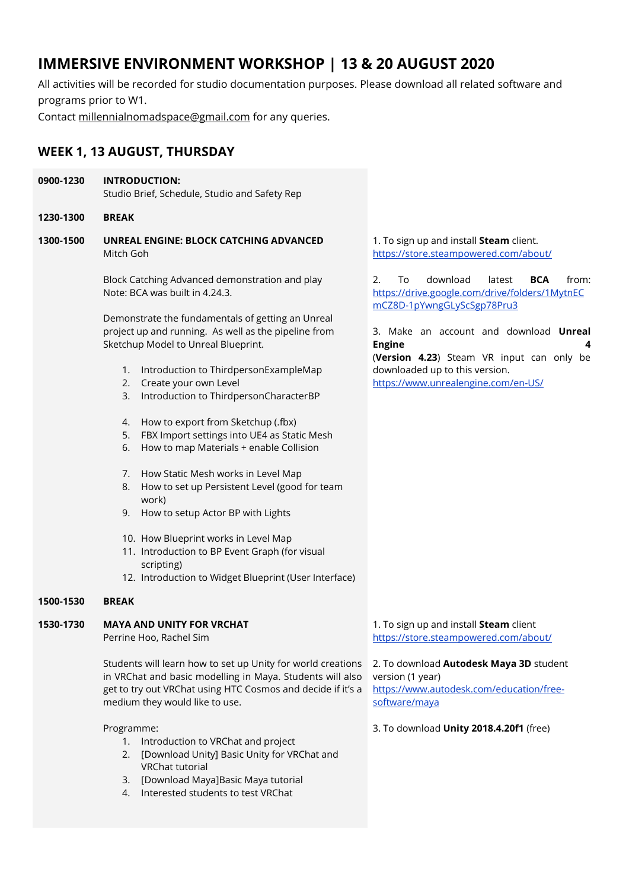# IMMERSIVE ENVIRONMENT WORKSHOP | 13 & 20 AUGUST 2020

All activities will be recorded for studio documentation purposes. Please download all related software and programs prior to W1.

Contact millennialnomadspace@gmail.com for any queries.

## WEEK 1, 13 AUGUST, THURSDAY

**0900-1230** **INTRODUCTION:**
Studio Brief, Schedule, Studio and Safety Rep

**1230-1300** **BREAK**

**1300-1500** **UNREAL ENGINE: BLOCK CATCHING ADVANCED**
Mitch Goh

Block Catching Advanced demonstration and play
Note: BCA was built in 4.24.3.

Demonstrate the fundamentals of getting an Unreal project up and running. As well as the pipeline from Sketchup Model to Unreal Blueprint.

1. Introduction to ThirdpersonExampleMap
2. Create your own Level
3. Introduction to ThirdpersonCharacterBP
4. How to export from Sketchup (.fbx)
5. FBX Import settings into UE4 as Static Mesh
6. How to map Materials + enable Collision
7. How Static Mesh works in Level Map
8. How to set up Persistent Level (good for team work)
9. How to setup Actor BP with Lights
10. How Blueprint works in Level Map
11. Introduction to BP Event Graph (for visual scripting)
12. Introduction to Widget Blueprint (User Interface)

Software:

1. To sign up and install **Steam** client.
https://store.steampowered.com/about/
2. To download latest **BCA** from:
https://drive.google.com/drive/folders/1MytnECmCZ8D-1pYwngGLySc Sgp78Pru3
3. Make an account and download **Unreal Engine 4** (**Version 4.23**) Steam VR input can only be downloaded up to this version.
https://www.unrealengine.com/en-US/

**1500-1530** **BREAK**

**1530-1730** **MAYA AND UNITY FOR VRCHAT**
Perrine Hoo, Rachel Sim

Students will learn how to set up Unity for world creations in VRChat and basic modelling in Maya. Students will also get to try out VRChat using HTC Cosmos and decide if it's a medium they would like to use.

Programme:

1. Introduction to VRChat and project
2. [Download Unity] Basic Unity for VRChat and VRChat tutorial
3. [Download Maya]Basic Maya tutorial
4. Interested students to test VRChat

Software:

1. To sign up and install **Steam** client
https://store.steampowered.com/about/
2. To download **Autodesk Maya 3D** student version (1 year)
https://www.autodesk.com/education/free-software/maya
3. To download **Unity 2018.4.20f1** (free)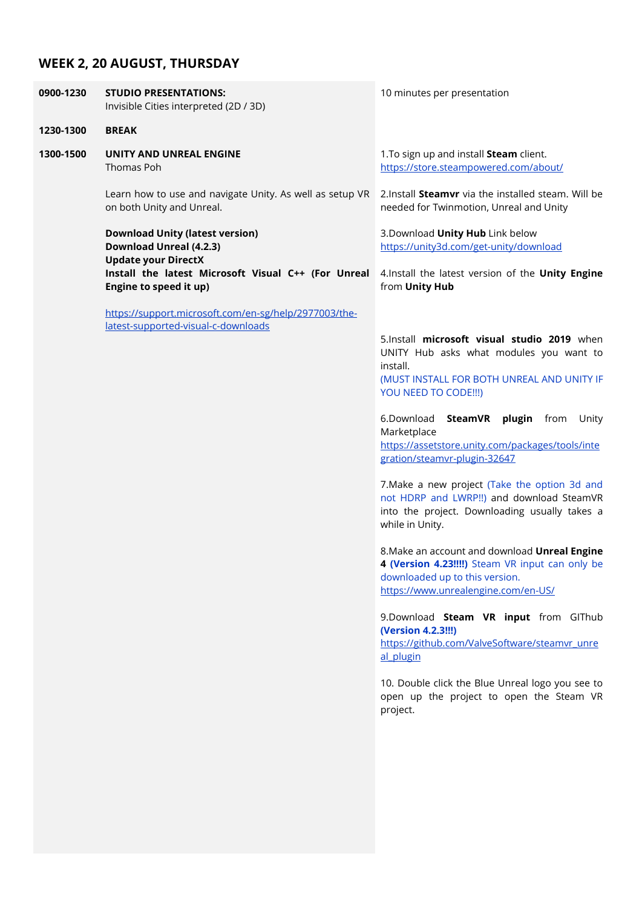## WEEK 2, 20 AUGUST, THURSDAY

| Time | Session | Notes |
|---|---|---|
| **0900-1230** | **STUDIO PRESENTATIONS:** Invisible Cities interpreted (2D / 3D) | 10 minutes per presentation |
| **1230-1300** | **BREAK** | |
| **1300-1500** | **UNITY AND UNREAL ENGINE** Thomas Poh | 1.To sign up and install **Steam** client. https://store.steampowered.com/about/ |
| | Learn how to use and navigate Unity. As well as setup VR on both Unity and Unreal. | 2.Install **Steamvr** via the installed steam. Will be needed for Twinmotion, Unreal and Unity |
| | **Download Unity (latest version)** **Download Unreal (4.2.3)** **Update your DirectX** **Install the latest Microsoft Visual C++ (For Unreal Engine to speed it up)** | 3.Download **Unity Hub** Link below https://unity3d.com/get-unity/download |
| | https://support.microsoft.com/en-sg/help/2977003/the-latest-supported-visual-c-downloads | 4.Install the latest version of the **Unity Engine** from **Unity Hub** |
| | | 5.Install **microsoft visual studio 2019** when UNITY Hub asks what modules you want to install. (MUST INSTALL FOR BOTH UNREAL AND UNITY IF YOU NEED TO CODE!!!) |
| | | 6.Download **SteamVR plugin** from Unity Marketplace https://assetstore.unity.com/packages/tools/integration/steamvr-plugin-32647 |
| | | 7.Make a new project (Take the option 3d and not HDRP and LWRP!!) and download SteamVR into the project. Downloading usually takes a while in Unity. |
| | | 8.Make an account and download **Unreal Engine 4 (Version 4.23!!!!)** Steam VR input can only be downloaded up to this version. https://www.unrealengine.com/en-US/ |
| | | 9.Download **Steam VR input** from GIThub **(Version 4.2.3!!!)** https://github.com/ValveSoftware/steamvr_unreal_plugin |
| | | 10. Double click the Blue Unreal logo you see to open up the project to open the Steam VR project. |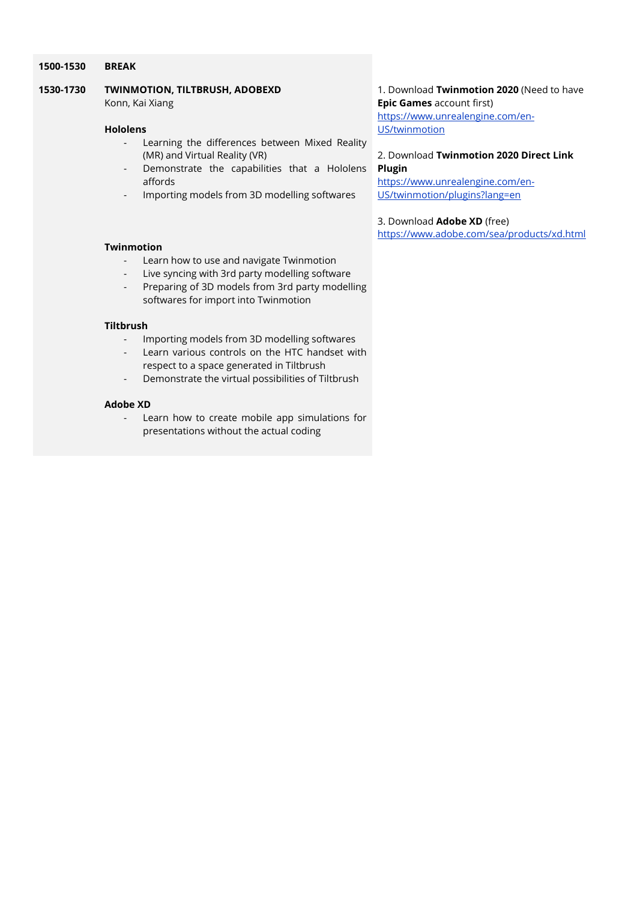**1500-1530** **BREAK**

**1530-1730** **TWINMOTION, TILTBRUSH, ADOBEXD**
Konn, Kai Xiang

**Hololens**

- Learning the differences between Mixed Reality (MR) and Virtual Reality (VR)
- Demonstrate the capabilities that a Hololens affords
- Importing models from 3D modelling softwares

**Twinmotion**

- Learn how to use and navigate Twinmotion
- Live syncing with 3rd party modelling software
- Preparing of 3D models from 3rd party modelling softwares for import into Twinmotion

**Tiltbrush**

- Importing models from 3D modelling softwares
- Learn various controls on the HTC handset with respect to a space generated in Tiltbrush
- Demonstrate the virtual possibilities of Tiltbrush

**Adobe XD**

- Learn how to create mobile app simulations for presentations without the actual coding

1. Download **Twinmotion 2020** (Need to have **Epic Games** account first)
https://www.unrealengine.com/en-US/twinmotion

2. Download **Twinmotion 2020 Direct Link Plugin**
https://www.unrealengine.com/en-US/twinmotion/plugins?lang=en

3. Download **Adobe XD** (free)
https://www.adobe.com/sea/products/xd.html